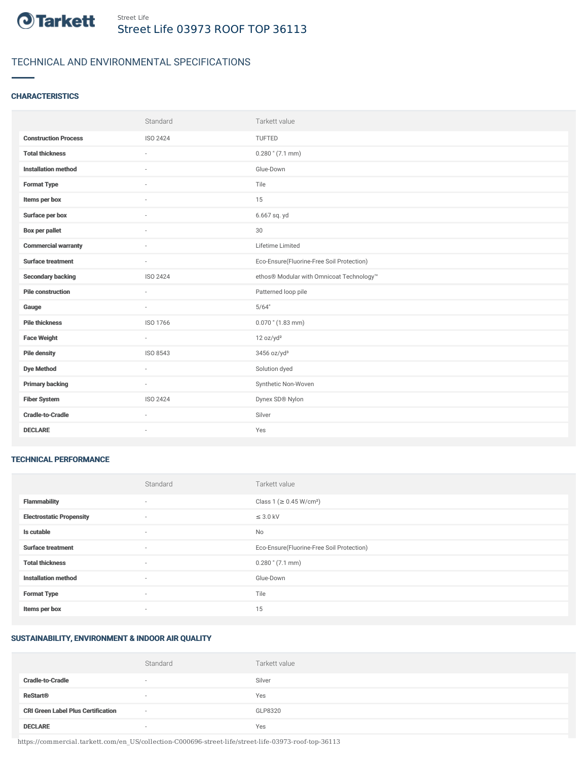Street Life

# Street Life 03973 ROOF TOP 36113

## TECHNICAL AND ENVIRONMENTAL SPECIFICATIONS

### CHARACTERISTICS

| | Standard | Tarkett value |
|---|---|---|
| **Construction Process** | ISO 2424 | TUFTED |
| **Total thickness** | - | 0.280 " (7.1 mm) |
| **Installation method** | - | Glue-Down |
| **Format Type** | - | Tile |
| **Items per box** | - | 15 |
| **Surface per box** | - | 6.667 sq. yd |
| **Box per pallet** | - | 30 |
| **Commercial warranty** | - | Lifetime Limited |
| **Surface treatment** | - | Eco-Ensure(Fluorine-Free Soil Protection) |
| **Secondary backing** | ISO 2424 | ethos® Modular with Omnicoat Technology™ |
| **Pile construction** | - | Patterned loop pile |
| **Gauge** | - | 5/64" |
| **Pile thickness** | ISO 1766 | 0.070 " (1.83 mm) |
| **Face Weight** | - | 12 oz/yd² |
| **Pile density** | ISO 8543 | 3456 oz/yd³ |
| **Dye Method** | - | Solution dyed |
| **Primary backing** | - | Synthetic Non-Woven |
| **Fiber System** | ISO 2424 | Dynex SD® Nylon |
| **Cradle-to-Cradle** | - | Silver |
| **DECLARE** | - | Yes |

### TECHNICAL PERFORMANCE

| | Standard | Tarkett value |
|---|---|---|
| **Flammability** | - | Class 1 (≥ 0.45 W/cm²) |
| **Electrostatic Propensity** | - | ≤ 3.0 kV |
| **Is cutable** | - | No |
| **Surface treatment** | - | Eco-Ensure(Fluorine-Free Soil Protection) |
| **Total thickness** | - | 0.280 " (7.1 mm) |
| **Installation method** | - | Glue-Down |
| **Format Type** | - | Tile |
| **Items per box** | - | 15 |

### SUSTAINABILITY, ENVIRONMENT & INDOOR AIR QUALITY

| | Standard | Tarkett value |
|---|---|---|
| **Cradle-to-Cradle** | - | Silver |
| **ReStart®** | - | Yes |
| **CRI Green Label Plus Certification** | - | GLP8320 |
| **DECLARE** | - | Yes |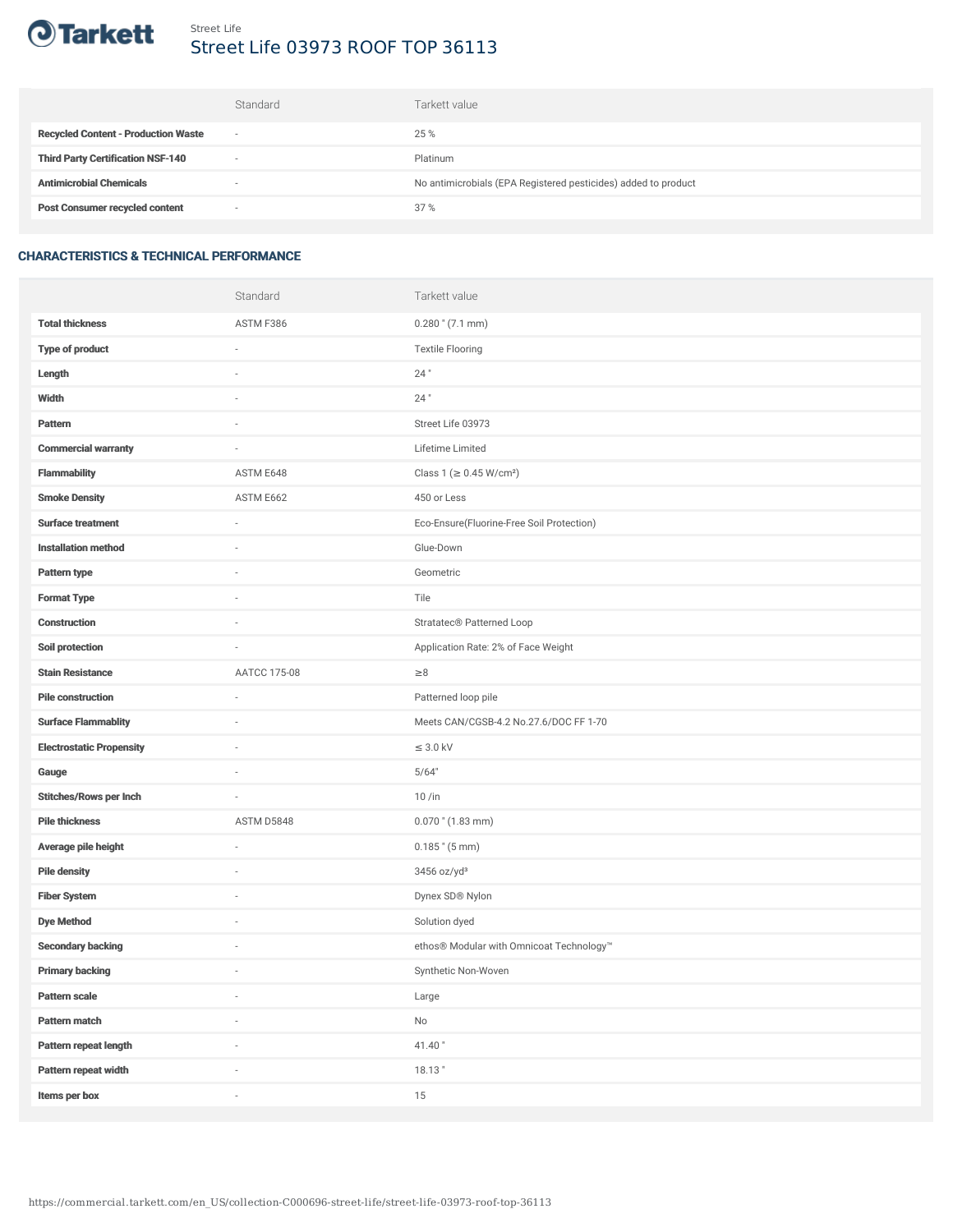Street Life

# Street Life 03973 ROOF TOP 36113

| | Standard | Tarkett value |
|---|---|---|
| **Recycled Content - Production Waste** | - | 25 % |
| **Third Party Certification NSF-140** | - | Platinum |
| **Antimicrobial Chemicals** | - | No antimicrobials (EPA Registered pesticides) added to product |
| **Post Consumer recycled content** | - | 37 % |

## CHARACTERISTICS & TECHNICAL PERFORMANCE

| | Standard | Tarkett value |
|---|---|---|
| **Total thickness** | ASTM F386 | 0.280 " (7.1 mm) |
| **Type of product** | - | Textile Flooring |
| **Length** | - | 24 " |
| **Width** | - | 24 " |
| **Pattern** | - | Street Life 03973 |
| **Commercial warranty** | - | Lifetime Limited |
| **Flammability** | ASTM E648 | Class 1 (≥ 0.45 W/cm²) |
| **Smoke Density** | ASTM E662 | 450 or Less |
| **Surface treatment** | - | Eco-Ensure(Fluorine-Free Soil Protection) |
| **Installation method** | - | Glue-Down |
| **Pattern type** | - | Geometric |
| **Format Type** | - | Tile |
| **Construction** | - | Stratatec® Patterned Loop |
| **Soil protection** | - | Application Rate: 2% of Face Weight |
| **Stain Resistance** | AATCC 175-08 | ≥8 |
| **Pile construction** | - | Patterned loop pile |
| **Surface Flammablity** | - | Meets CAN/CGSB-4.2 No.27.6/DOC FF 1-70 |
| **Electrostatic Propensity** | - | ≤ 3.0 kV |
| **Gauge** | - | 5/64" |
| **Stitches/Rows per Inch** | - | 10 /in |
| **Pile thickness** | ASTM D5848 | 0.070 " (1.83 mm) |
| **Average pile height** | - | 0.185 " (5 mm) |
| **Pile density** | - | 3456 oz/yd³ |
| **Fiber System** | - | Dynex SD® Nylon |
| **Dye Method** | - | Solution dyed |
| **Secondary backing** | - | ethos® Modular with Omnicoat Technology™ |
| **Primary backing** | - | Synthetic Non-Woven |
| **Pattern scale** | - | Large |
| **Pattern match** | - | No |
| **Pattern repeat length** | - | 41.40 " |
| **Pattern repeat width** | - | 18.13 " |
| **Items per box** | - | 15 |

https://commercial.tarkett.com/en_US/collection-C000696-street-life/street-life-03973-roof-top-36113